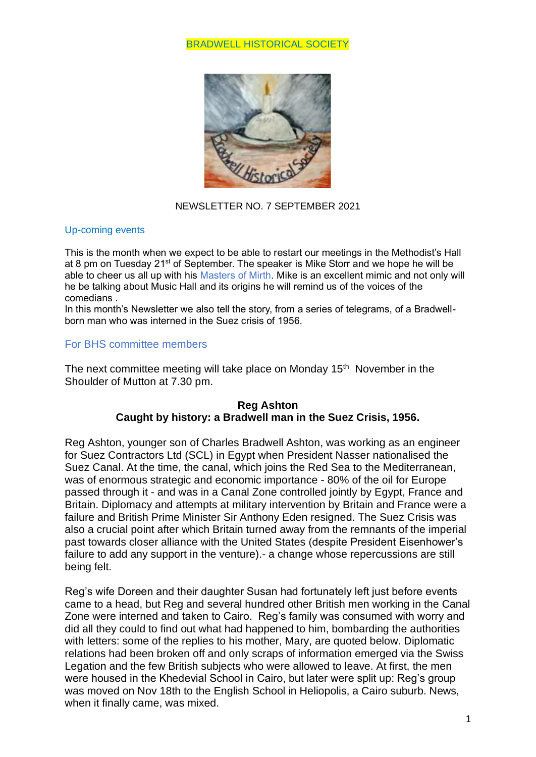BRADWELL HISTORICAL SOCIETY

NEWSLETTER NO. 7 SEPTEMBER 2021

## Up-coming events

This is the month when we expect to be able to restart our meetings in the Methodist's Hall at 8 pm on Tuesday 21st of September. The speaker is Mike Storr and we hope he will be able to cheer us all up with his Masters of Mirth. Mike is an excellent mimic and not only will he be talking about Music Hall and its origins he will remind us of the voices of the comedians .

In this month's Newsletter we also tell the story, from a series of telegrams, of a Bradwell-born man who was interned in the Suez crisis of 1956.

## For BHS committee members

The next committee meeting will take place on Monday 15th November in the Shoulder of Mutton at 7.30 pm.

### Reg Ashton
### Caught by history: a Bradwell man in the Suez Crisis, 1956.

Reg Ashton, younger son of Charles Bradwell Ashton, was working as an engineer for Suez Contractors Ltd (SCL) in Egypt when President Nasser nationalised the Suez Canal. At the time, the canal, which joins the Red Sea to the Mediterranean, was of enormous strategic and economic importance - 80% of the oil for Europe passed through it - and was in a Canal Zone controlled jointly by Egypt, France and Britain. Diplomacy and attempts at military intervention by Britain and France were a failure and British Prime Minister Sir Anthony Eden resigned. The Suez Crisis was also a crucial point after which Britain turned away from the remnants of the imperial past towards closer alliance with the United States (despite President Eisenhower's failure to add any support in the venture).- a change whose repercussions are still being felt.

Reg's wife Doreen and their daughter Susan had fortunately left just before events came to a head, but Reg and several hundred other British men working in the Canal Zone were interned and taken to Cairo. Reg's family was consumed with worry and did all they could to find out what had happened to him, bombarding the authorities with letters: some of the replies to his mother, Mary, are quoted below. Diplomatic relations had been broken off and only scraps of information emerged via the Swiss Legation and the few British subjects who were allowed to leave. At first, the men were housed in the Khedevial School in Cairo, but later were split up: Reg's group was moved on Nov 18th to the English School in Heliopolis, a Cairo suburb. News, when it finally came, was mixed.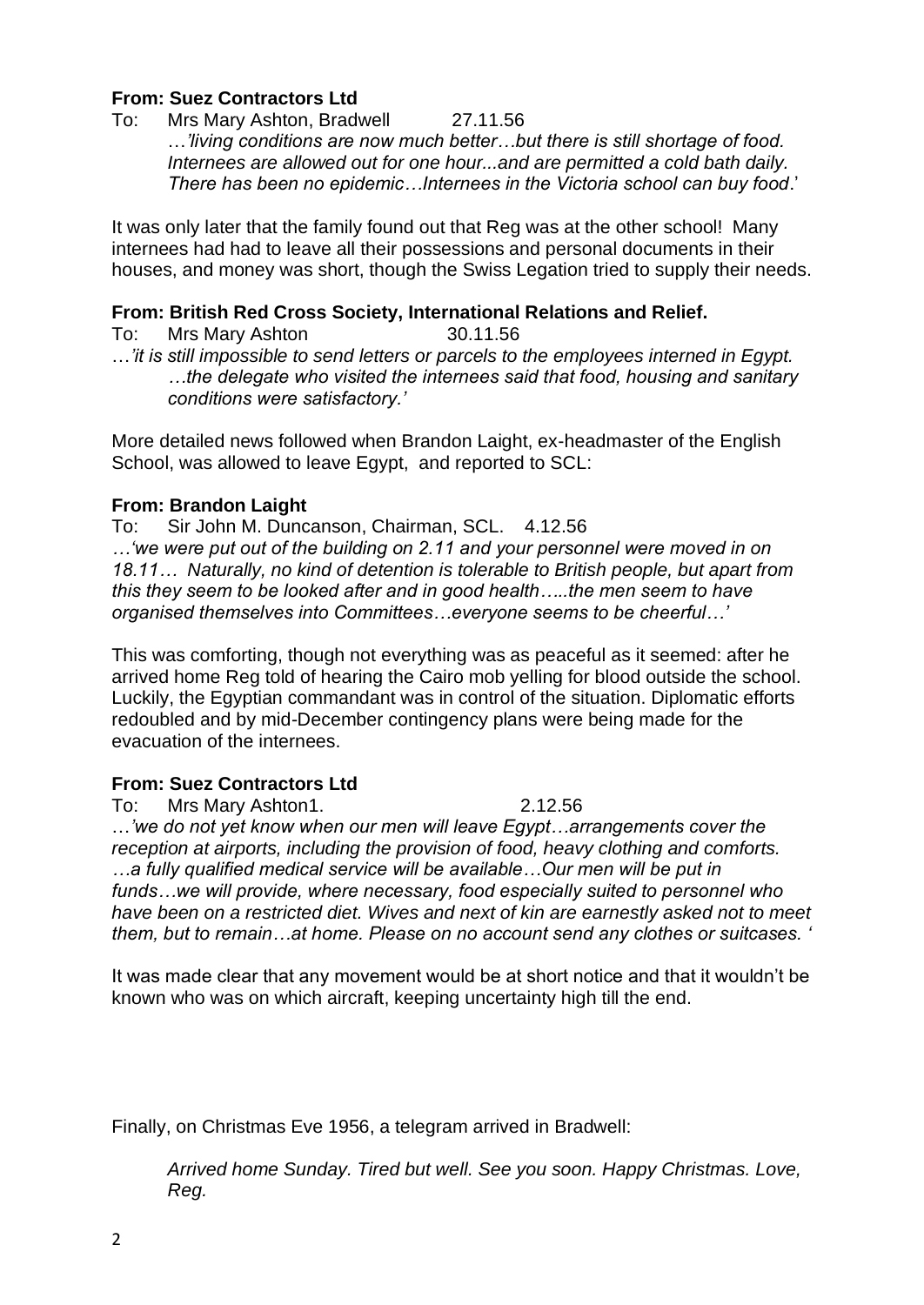**From: Suez Contractors Ltd**

To: Mrs Mary Ashton, Bradwell 27.11.56

…*'living conditions are now much better…but there is still shortage of food. Internees are allowed out for one hour...and are permitted a cold bath daily. There has been no epidemic…Internees in the Victoria school can buy food*.'

It was only later that the family found out that Reg was at the other school! Many internees had had to leave all their possessions and personal documents in their houses, and money was short, though the Swiss Legation tried to supply their needs.

**From: British Red Cross Society, International Relations and Relief.**

To: Mrs Mary Ashton 30.11.56

…*'it is still impossible to send letters or parcels to the employees interned in Egypt. …the delegate who visited the internees said that food, housing and sanitary conditions were satisfactory.'*

More detailed news followed when Brandon Laight, ex-headmaster of the English School, was allowed to leave Egypt, and reported to SCL:

**From: Brandon Laight**

To: Sir John M. Duncanson, Chairman, SCL. 4.12.56

*…'we were put out of the building on 2.11 and your personnel were moved in on 18.11… Naturally, no kind of detention is tolerable to British people, but apart from this they seem to be looked after and in good health…..the men seem to have organised themselves into Committees…everyone seems to be cheerful…'*

This was comforting, though not everything was as peaceful as it seemed: after he arrived home Reg told of hearing the Cairo mob yelling for blood outside the school. Luckily, the Egyptian commandant was in control of the situation. Diplomatic efforts redoubled and by mid-December contingency plans were being made for the evacuation of the internees.

**From: Suez Contractors Ltd**

To: Mrs Mary Ashton1. 2.12.56

…*'we do not yet know when our men will leave Egypt…arrangements cover the reception at airports, including the provision of food, heavy clothing and comforts. …a fully qualified medical service will be available…Our men will be put in funds…we will provide, where necessary, food especially suited to personnel who have been on a restricted diet. Wives and next of kin are earnestly asked not to meet them, but to remain…at home. Please on no account send any clothes or suitcases. '*

It was made clear that any movement would be at short notice and that it wouldn't be known who was on which aircraft, keeping uncertainty high till the end.

Finally, on Christmas Eve 1956, a telegram arrived in Bradwell:

*Arrived home Sunday. Tired but well. See you soon. Happy Christmas. Love, Reg.*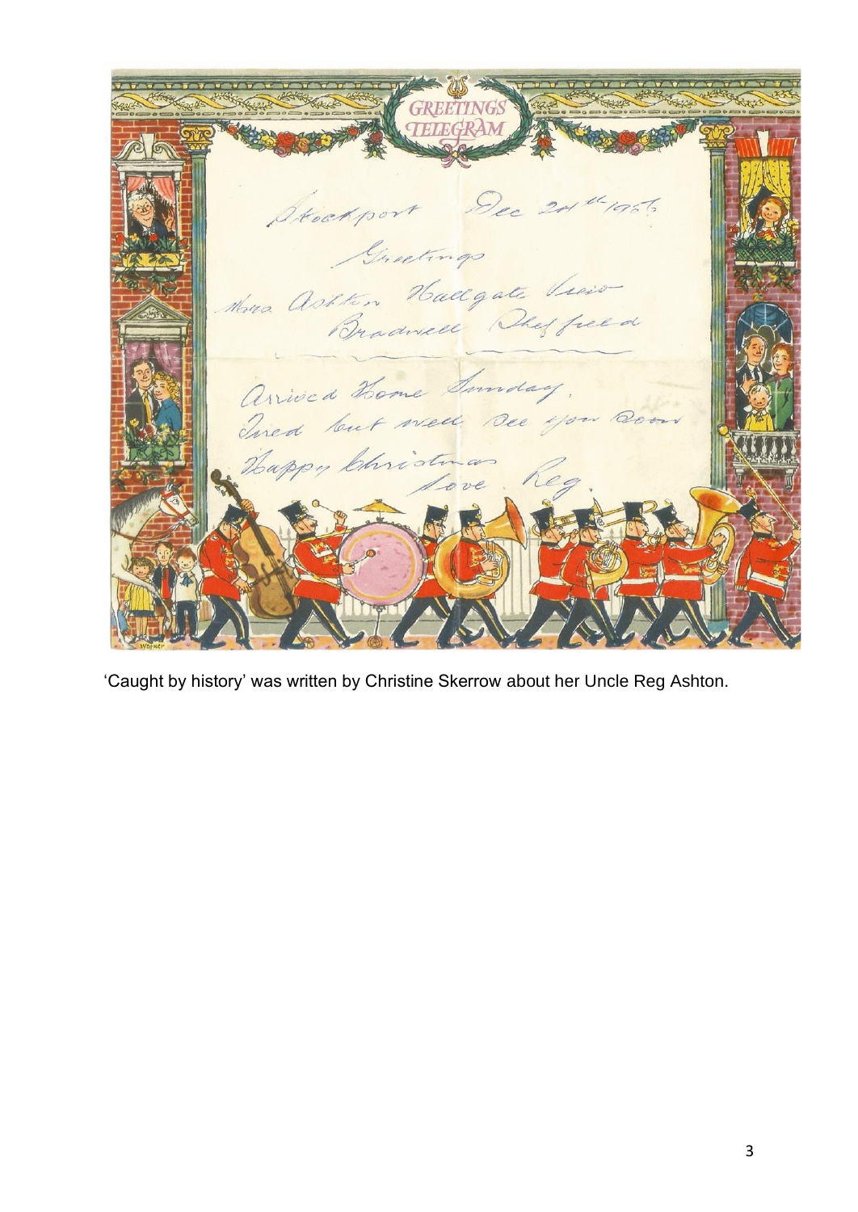GREETINGS TELEGRAM

Stockport Dec 20th 1956

Greetings

Mrs Ashton Hallgate View
Bradwell Sheffield

Arrived Home Sunday.
Tired but well See you soon
Happy Christmas
Love Reg.

'Caught by history' was written by Christine Skerrow about her Uncle Reg Ashton.